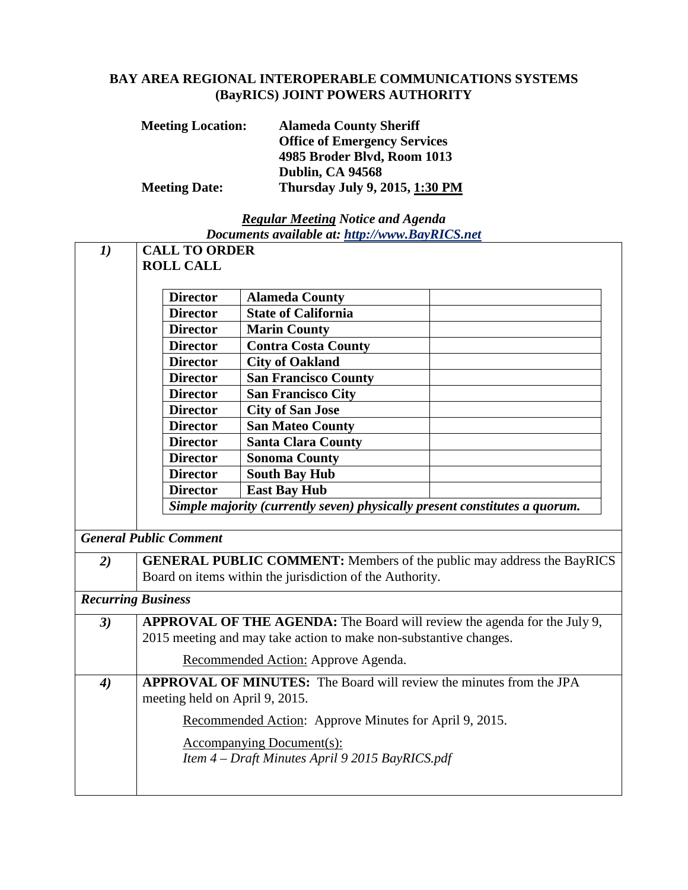# BAY AREA REGIONAL INTEROPERABLE COMMUNICATIONS SYSTEMS (BayRICS) JOINT POWERS AUTHORITY

**Meeting Location:** **Alameda County Sheriff**
**Office of Emergency Services**
**4985 Broder Blvd, Room 1013**
**Dublin, CA 94568**

**Meeting Date:** **Thursday July 9, 2015, 1:30 PM**

***Regular Meeting Notice and Agenda***
***Documents available at: http://www.BayRICS.net***

***1)*** **CALL TO ORDER**
**ROLL CALL**

| | | |
|---|---|---|
| **Director** | **Alameda County** | |
| **Director** | **State of California** | |
| **Director** | **Marin County** | |
| **Director** | **Contra Costa County** | |
| **Director** | **City of Oakland** | |
| **Director** | **San Francisco County** | |
| **Director** | **San Francisco City** | |
| **Director** | **City of San Jose** | |
| **Director** | **San Mateo County** | |
| **Director** | **Santa Clara County** | |
| **Director** | **Sonoma County** | |
| **Director** | **South Bay Hub** | |
| **Director** | **East Bay Hub** | |
| ***Simple majority (currently seven) physically present constitutes a quorum.*** | | |

***General Public Comment***

***2)*** **GENERAL PUBLIC COMMENT:** Members of the public may address the BayRICS Board on items within the jurisdiction of the Authority.

***Recurring Business***

***3)*** **APPROVAL OF THE AGENDA:** The Board will review the agenda for the July 9, 2015 meeting and may take action to make non-substantive changes.

Recommended Action: Approve Agenda.

***4)*** **APPROVAL OF MINUTES:** The Board will review the minutes from the JPA meeting held on April 9, 2015.

Recommended Action: Approve Minutes for April 9, 2015.

Accompanying Document(s):
*Item 4 – Draft Minutes April 9 2015 BayRICS.pdf*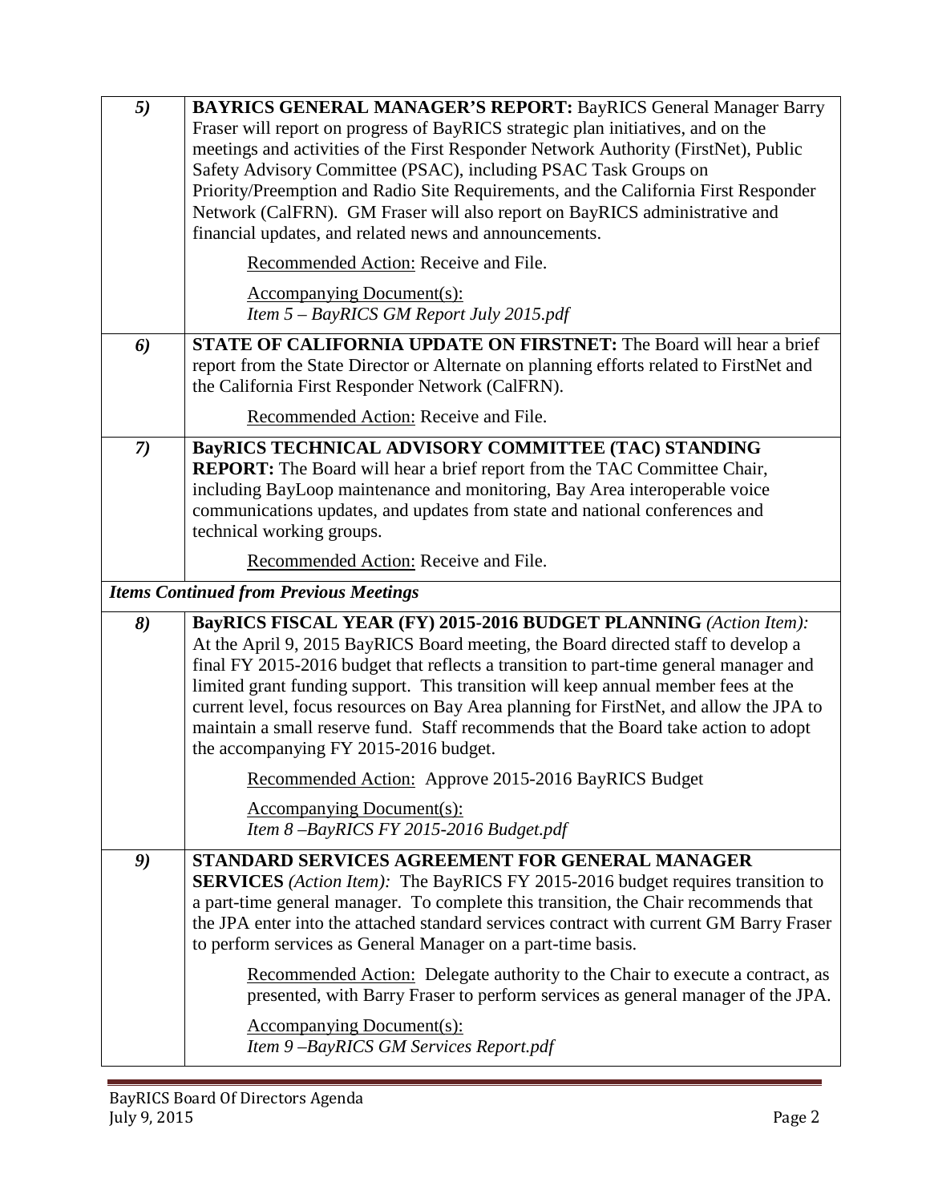| | |
|---|---|
| *5)* | **BAYRICS GENERAL MANAGER'S REPORT:** BayRICS General Manager Barry Fraser will report on progress of BayRICS strategic plan initiatives, and on the meetings and activities of the First Responder Network Authority (FirstNet), Public Safety Advisory Committee (PSAC), including PSAC Task Groups on Priority/Preemption and Radio Site Requirements, and the California First Responder Network (CalFRN). GM Fraser will also report on BayRICS administrative and financial updates, and related news and announcements.<br><br>Recommended Action: Receive and File.<br><br>Accompanying Document(s):<br>*Item 5 – BayRICS GM Report July 2015.pdf* |
| *6)* | **STATE OF CALIFORNIA UPDATE ON FIRSTNET:** The Board will hear a brief report from the State Director or Alternate on planning efforts related to FirstNet and the California First Responder Network (CalFRN).<br><br>Recommended Action: Receive and File. |
| *7)* | **BayRICS TECHNICAL ADVISORY COMMITTEE (TAC) STANDING REPORT:** The Board will hear a brief report from the TAC Committee Chair, including BayLoop maintenance and monitoring, Bay Area interoperable voice communications updates, and updates from state and national conferences and technical working groups.<br><br>Recommended Action: Receive and File. |
| ***Items Continued from Previous Meetings*** | |
| *8)* | **BayRICS FISCAL YEAR (FY) 2015-2016 BUDGET PLANNING** *(Action Item):* At the April 9, 2015 BayRICS Board meeting, the Board directed staff to develop a final FY 2015-2016 budget that reflects a transition to part-time general manager and limited grant funding support. This transition will keep annual member fees at the current level, focus resources on Bay Area planning for FirstNet, and allow the JPA to maintain a small reserve fund. Staff recommends that the Board take action to adopt the accompanying FY 2015-2016 budget.<br><br>Recommended Action: Approve 2015-2016 BayRICS Budget<br><br>Accompanying Document(s):<br>*Item 8 –BayRICS FY 2015-2016 Budget.pdf* |
| *9)* | **STANDARD SERVICES AGREEMENT FOR GENERAL MANAGER SERVICES** *(Action Item):* The BayRICS FY 2015-2016 budget requires transition to a part-time general manager. To complete this transition, the Chair recommends that the JPA enter into the attached standard services contract with current GM Barry Fraser to perform services as General Manager on a part-time basis.<br><br>Recommended Action: Delegate authority to the Chair to execute a contract, as presented, with Barry Fraser to perform services as general manager of the JPA.<br><br>Accompanying Document(s):<br>*Item 9 –BayRICS GM Services Report.pdf* |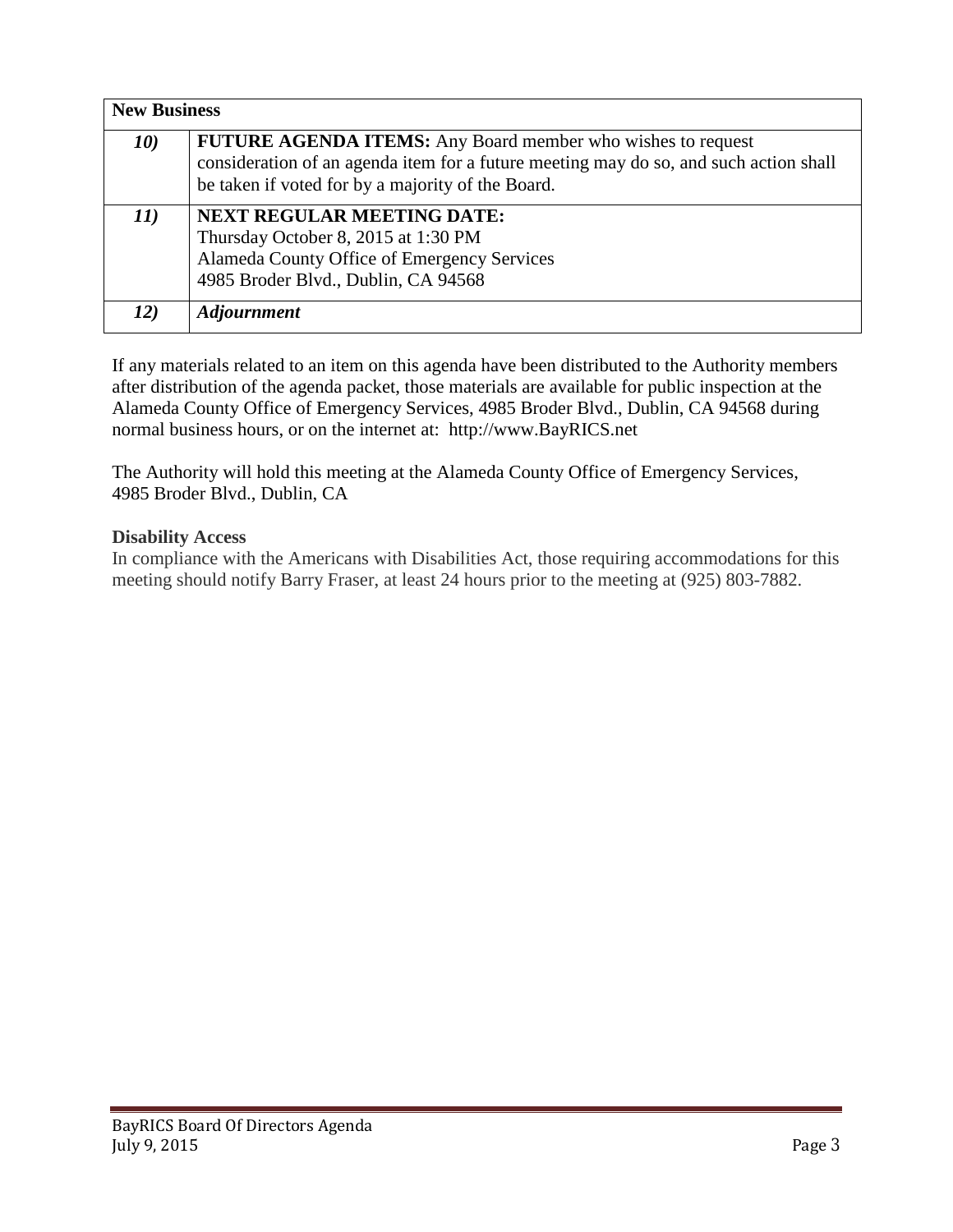| New Business | |
|---|---|
| ***10)*** | **FUTURE AGENDA ITEMS:** Any Board member who wishes to request consideration of an agenda item for a future meeting may do so, and such action shall be taken if voted for by a majority of the Board. |
| ***11)*** | **NEXT REGULAR MEETING DATE:**<br>Thursday October 8, 2015 at 1:30 PM<br>Alameda County Office of Emergency Services<br>4985 Broder Blvd., Dublin, CA 94568 |
| ***12)*** | ***Adjournment*** |

If any materials related to an item on this agenda have been distributed to the Authority members after distribution of the agenda packet, those materials are available for public inspection at the Alameda County Office of Emergency Services, 4985 Broder Blvd., Dublin, CA 94568 during normal business hours, or on the internet at: http://www.BayRICS.net

The Authority will hold this meeting at the Alameda County Office of Emergency Services, 4985 Broder Blvd., Dublin, CA

**Disability Access**

In compliance with the Americans with Disabilities Act, those requiring accommodations for this meeting should notify Barry Fraser, at least 24 hours prior to the meeting at (925) 803-7882.